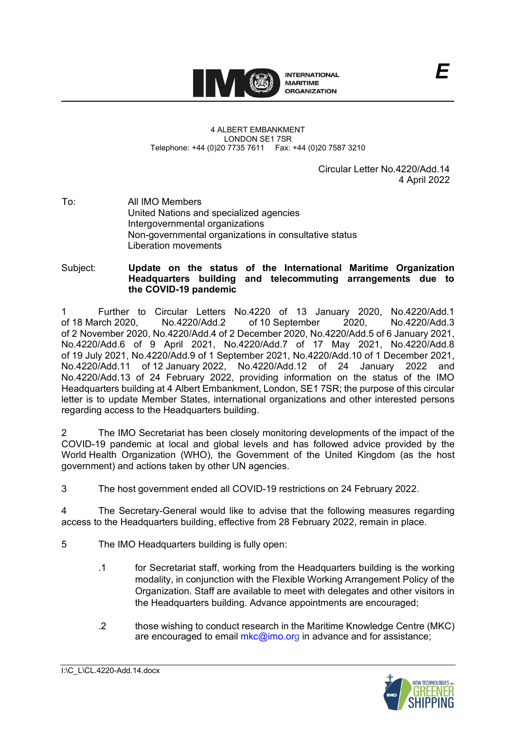**INTERNATIONAL MARITIME ORGANIZATION**

**E**

4 ALBERT EMBANKMENT
LONDON SE1 7SR
Telephone: +44 (0)20 7735 7611 Fax: +44 (0)20 7587 3210

Circular Letter No.4220/Add.14
4 April 2022

To: All IMO Members
United Nations and specialized agencies
Intergovernmental organizations
Non-governmental organizations in consultative status
Liberation movements

Subject: **Update on the status of the International Maritime Organization Headquarters building and telecommuting arrangements due to the COVID-19 pandemic**

1 Further to Circular Letters No.4220 of 13 January 2020, No.4220/Add.1 of 18 March 2020, No.4220/Add.2 of 10 September 2020, No.4220/Add.3 of 2 November 2020, No.4220/Add.4 of 2 December 2020, No.4220/Add.5 of 6 January 2021, No.4220/Add.6 of 9 April 2021, No.4220/Add.7 of 17 May 2021, No.4220/Add.8 of 19 July 2021, No.4220/Add.9 of 1 September 2021, No.4220/Add.10 of 1 December 2021, No.4220/Add.11 of 12 January 2022, No.4220/Add.12 of 24 January 2022 and No.4220/Add.13 of 24 February 2022, providing information on the status of the IMO Headquarters building at 4 Albert Embankment, London, SE1 7SR; the purpose of this circular letter is to update Member States, international organizations and other interested persons regarding access to the Headquarters building.

2 The IMO Secretariat has been closely monitoring developments of the impact of the COVID-19 pandemic at local and global levels and has followed advice provided by the World Health Organization (WHO), the Government of the United Kingdom (as the host government) and actions taken by other UN agencies.

3 The host government ended all COVID-19 restrictions on 24 February 2022.

4 The Secretary-General would like to advise that the following measures regarding access to the Headquarters building, effective from 28 February 2022, remain in place.

5 The IMO Headquarters building is fully open:

.1 for Secretariat staff, working from the Headquarters building is the working modality, in conjunction with the Flexible Working Arrangement Policy of the Organization. Staff are available to meet with delegates and other visitors in the Headquarters building. Advance appointments are encouraged;

.2 those wishing to conduct research in the Maritime Knowledge Centre (MKC) are encouraged to email mkc@imo.org in advance and for assistance;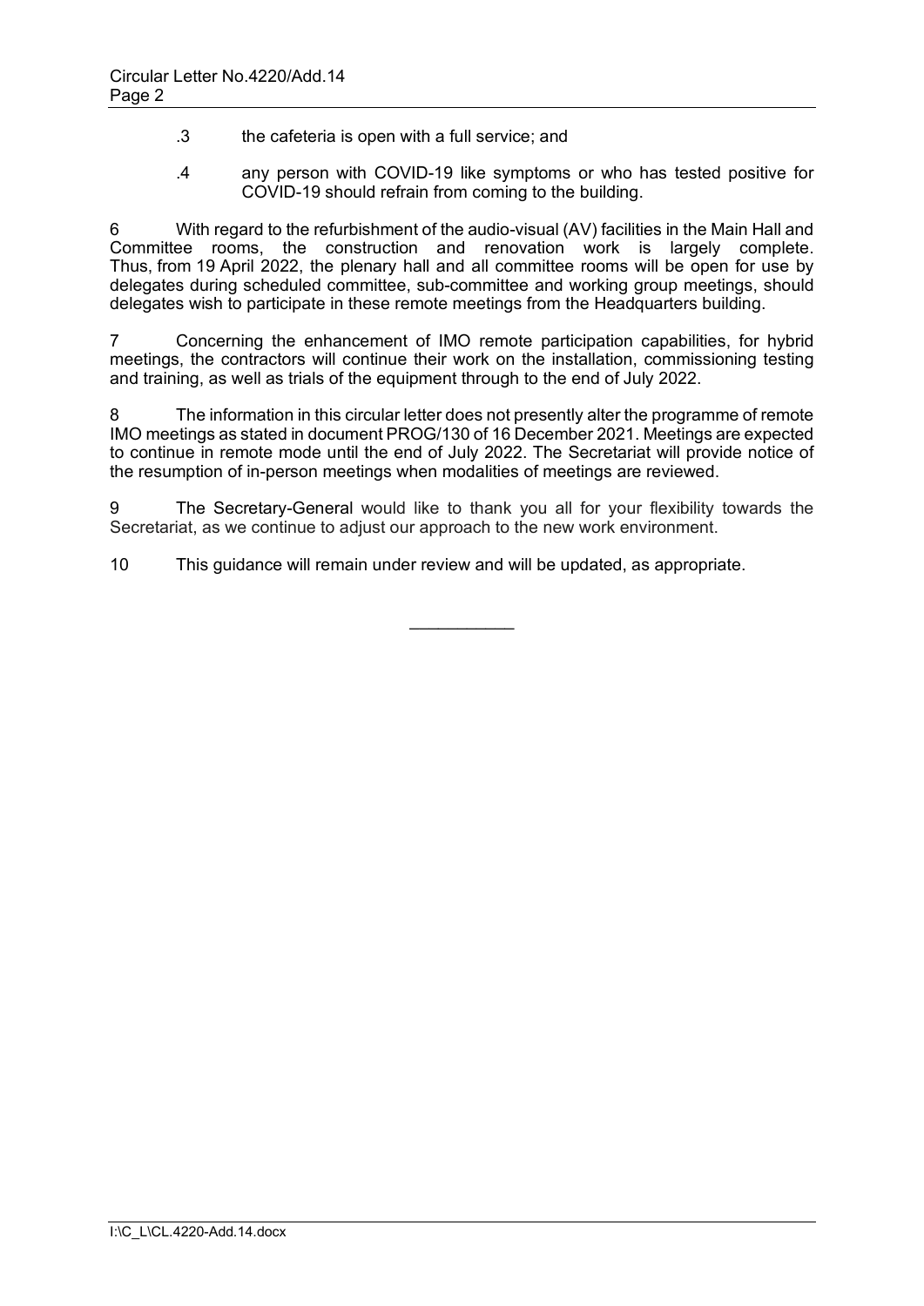.3 the cafeteria is open with a full service; and

.4 any person with COVID-19 like symptoms or who has tested positive for COVID-19 should refrain from coming to the building.

6 With regard to the refurbishment of the audio-visual (AV) facilities in the Main Hall and Committee rooms, the construction and renovation work is largely complete. Thus, from 19 April 2022, the plenary hall and all committee rooms will be open for use by delegates during scheduled committee, sub-committee and working group meetings, should delegates wish to participate in these remote meetings from the Headquarters building.

7 Concerning the enhancement of IMO remote participation capabilities, for hybrid meetings, the contractors will continue their work on the installation, commissioning testing and training, as well as trials of the equipment through to the end of July 2022.

8 The information in this circular letter does not presently alter the programme of remote IMO meetings as stated in document PROG/130 of 16 December 2021. Meetings are expected to continue in remote mode until the end of July 2022. The Secretariat will provide notice of the resumption of in-person meetings when modalities of meetings are reviewed.

9 The Secretary-General would like to thank you all for your flexibility towards the Secretariat, as we continue to adjust our approach to the new work environment.

10 This guidance will remain under review and will be updated, as appropriate.

\_\_\_\_\_\_\_\_\_\_\_